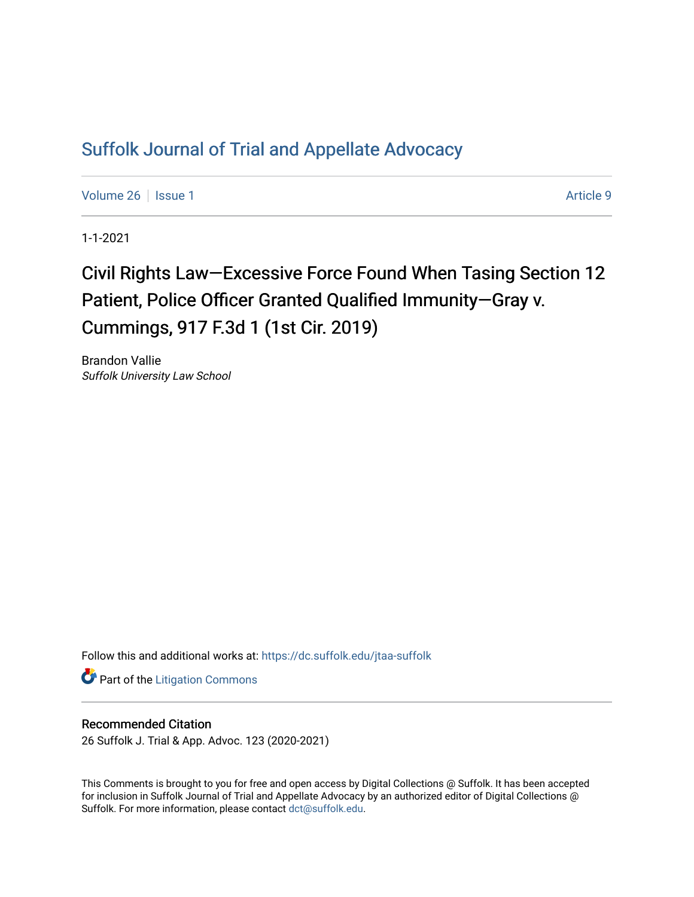# Suffolk Journal of Trial and Appellate Advocacy

Volume 26 | Issue 1 | Article 9

1-1-2021

## Civil Rights Law—Excessive Force Found When Tasing Section 12 Patient, Police Officer Granted Qualified Immunity—Gray v. Cummings, 917 F.3d 1 (1st Cir. 2019)

Brandon Vallie
*Suffolk University Law School*

Follow this and additional works at: https://dc.suffolk.edu/jtaa-suffolk

Part of the Litigation Commons

### Recommended Citation

26 Suffolk J. Trial & App. Advoc. 123 (2020-2021)

This Comments is brought to you for free and open access by Digital Collections @ Suffolk. It has been accepted for inclusion in Suffolk Journal of Trial and Appellate Advocacy by an authorized editor of Digital Collections @ Suffolk. For more information, please contact dct@suffolk.edu.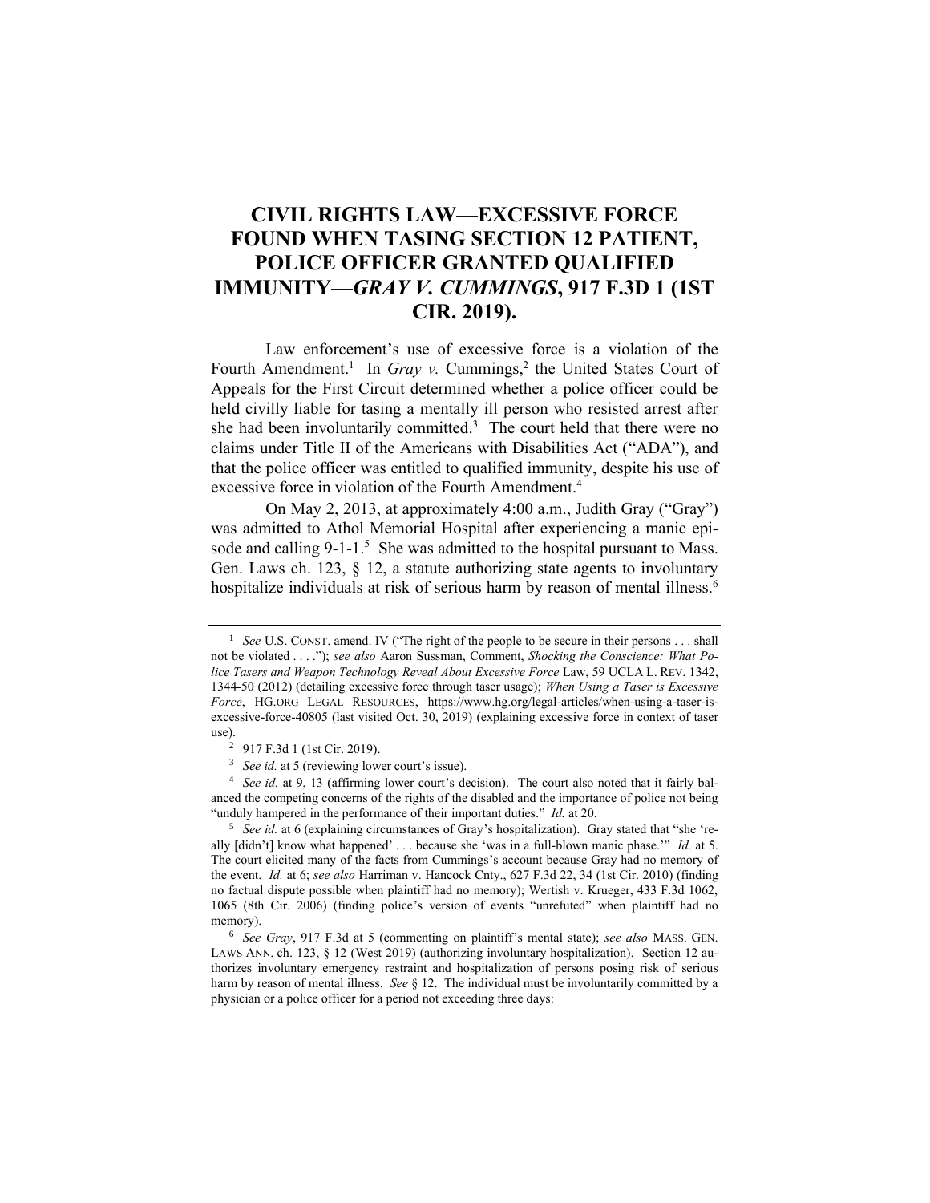# CIVIL RIGHTS LAW—EXCESSIVE FORCE FOUND WHEN TASING SECTION 12 PATIENT, POLICE OFFICER GRANTED QUALIFIED IMMUNITY—*GRAY V. CUMMINGS*, 917 F.3D 1 (1ST CIR. 2019).

Law enforcement's use of excessive force is a violation of the Fourth Amendment.[1] In *Gray v.* Cummings,[2] the United States Court of Appeals for the First Circuit determined whether a police officer could be held civilly liable for tasing a mentally ill person who resisted arrest after she had been involuntarily committed.[3] The court held that there were no claims under Title II of the Americans with Disabilities Act ("ADA"), and that the police officer was entitled to qualified immunity, despite his use of excessive force in violation of the Fourth Amendment.[4]

On May 2, 2013, at approximately 4:00 a.m., Judith Gray ("Gray") was admitted to Athol Memorial Hospital after experiencing a manic episode and calling 9-1-1.[5] She was admitted to the hospital pursuant to Mass. Gen. Laws ch. 123, § 12, a statute authorizing state agents to involuntary hospitalize individuals at risk of serious harm by reason of mental illness.[6]

---

[1] *See* U.S. CONST. amend. IV ("The right of the people to be secure in their persons . . . shall not be violated . . . ."); *see also* Aaron Sussman, Comment, *Shocking the Conscience: What Police Tasers and Weapon Technology Reveal About Excessive Force* Law, 59 UCLA L. REV. 1342, 1344-50 (2012) (detailing excessive force through taser usage); *When Using a Taser is Excessive Force*, HG.ORG LEGAL RESOURCES, https://www.hg.org/legal-articles/when-using-a-taser-is-excessive-force-40805 (last visited Oct. 30, 2019) (explaining excessive force in context of taser use).

[2] 917 F.3d 1 (1st Cir. 2019).

[3] *See id.* at 5 (reviewing lower court's issue).

[4] *See id.* at 9, 13 (affirming lower court's decision). The court also noted that it fairly balanced the competing concerns of the rights of the disabled and the importance of police not being "unduly hampered in the performance of their important duties." *Id.* at 20.

[5] *See id.* at 6 (explaining circumstances of Gray's hospitalization). Gray stated that "she 'really [didn't] know what happened' . . . because she 'was in a full-blown manic phase.'" *Id.* at 5. The court elicited many of the facts from Cummings's account because Gray had no memory of the event. *Id.* at 6; *see also* Harriman v. Hancock Cnty., 627 F.3d 22, 34 (1st Cir. 2010) (finding no factual dispute possible when plaintiff had no memory); Wertish v. Krueger, 433 F.3d 1062, 1065 (8th Cir. 2006) (finding police's version of events "unrefuted" when plaintiff had no memory).

[6] *See Gray*, 917 F.3d at 5 (commenting on plaintiff's mental state); *see also* MASS. GEN. LAWS ANN. ch. 123, § 12 (West 2019) (authorizing involuntary hospitalization). Section 12 authorizes involuntary emergency restraint and hospitalization of persons posing risk of serious harm by reason of mental illness. *See* § 12. The individual must be involuntarily committed by a physician or a police officer for a period not exceeding three days: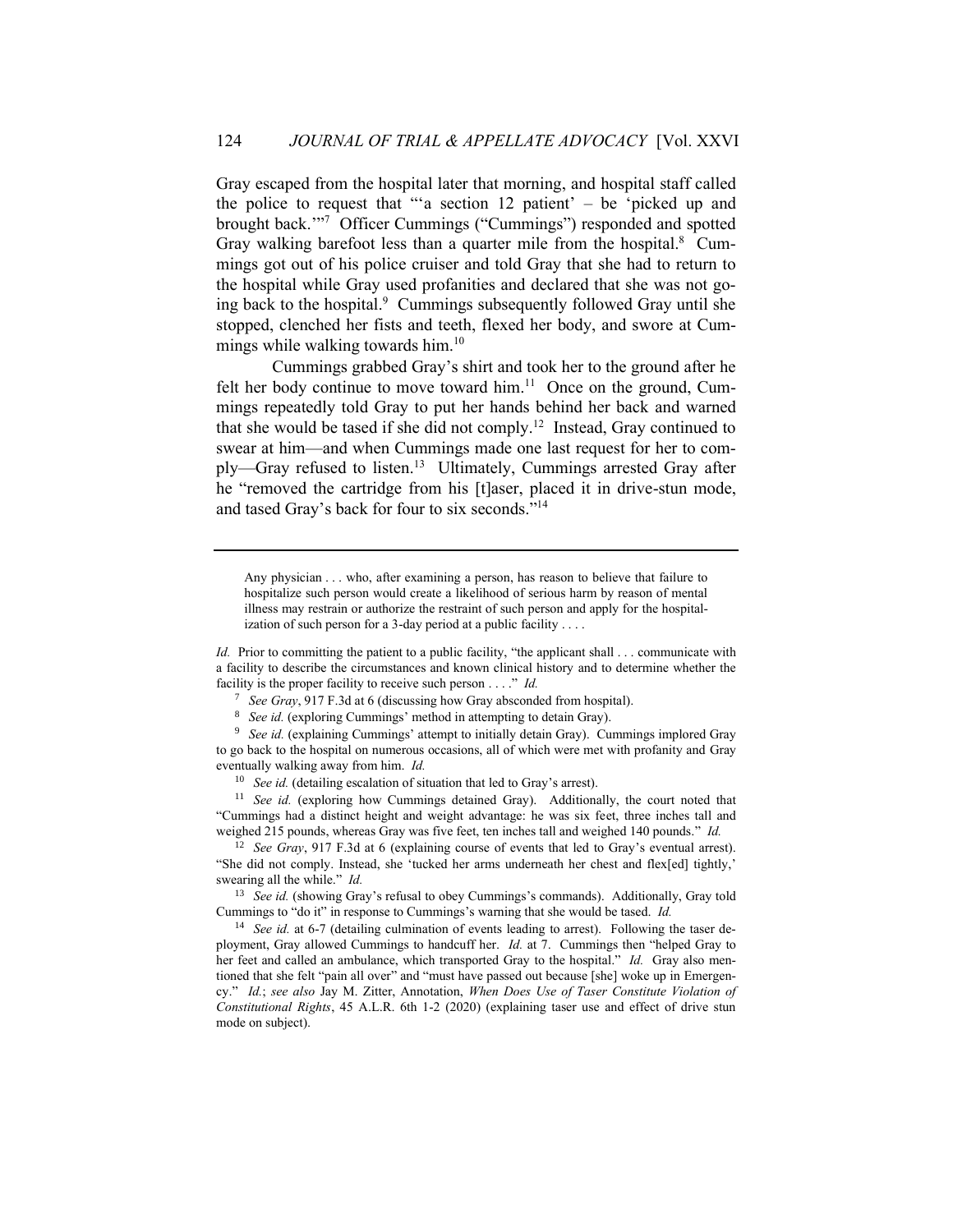Gray escaped from the hospital later that morning, and hospital staff called the police to request that "'a section 12 patient' – be 'picked up and brought back.'"[7] Officer Cummings ("Cummings") responded and spotted Gray walking barefoot less than a quarter mile from the hospital.[8] Cummings got out of his police cruiser and told Gray that she had to return to the hospital while Gray used profanities and declared that she was not going back to the hospital.[9] Cummings subsequently followed Gray until she stopped, clenched her fists and teeth, flexed her body, and swore at Cummings while walking towards him.[10]

Cummings grabbed Gray's shirt and took her to the ground after he felt her body continue to move toward him.[11] Once on the ground, Cummings repeatedly told Gray to put her hands behind her back and warned that she would be tased if she did not comply.[12] Instead, Gray continued to swear at him—and when Cummings made one last request for her to comply—Gray refused to listen.[13] Ultimately, Cummings arrested Gray after he "removed the cartridge from his [t]aser, placed it in drive-stun mode, and tased Gray's back for four to six seconds."[14]

---

> Any physician . . . who, after examining a person, has reason to believe that failure to hospitalize such person would create a likelihood of serious harm by reason of mental illness may restrain or authorize the restraint of such person and apply for the hospitalization of such person for a 3-day period at a public facility . . . .

*Id.* Prior to committing the patient to a public facility, "the applicant shall . . . communicate with a facility to describe the circumstances and known clinical history and to determine whether the facility is the proper facility to receive such person . . . ." *Id.*

[7] *See Gray*, 917 F.3d at 6 (discussing how Gray absconded from hospital).

[8] *See id.* (exploring Cummings' method in attempting to detain Gray).

[9] *See id.* (explaining Cummings' attempt to initially detain Gray). Cummings implored Gray to go back to the hospital on numerous occasions, all of which were met with profanity and Gray eventually walking away from him. *Id.*

[10] *See id.* (detailing escalation of situation that led to Gray's arrest).

[11] *See id.* (exploring how Cummings detained Gray). Additionally, the court noted that "Cummings had a distinct height and weight advantage: he was six feet, three inches tall and weighed 215 pounds, whereas Gray was five feet, ten inches tall and weighed 140 pounds." *Id.*

[12] *See Gray*, 917 F.3d at 6 (explaining course of events that led to Gray's eventual arrest). "She did not comply. Instead, she 'tucked her arms underneath her chest and flex[ed] tightly,' swearing all the while." *Id.*

[13] *See id.* (showing Gray's refusal to obey Cummings's commands). Additionally, Gray told Cummings to "do it" in response to Cummings's warning that she would be tased. *Id.*

[14] *See id.* at 6-7 (detailing culmination of events leading to arrest). Following the taser deployment, Gray allowed Cummings to handcuff her. *Id.* at 7. Cummings then "helped Gray to her feet and called an ambulance, which transported Gray to the hospital." *Id.* Gray also mentioned that she felt "pain all over" and "must have passed out because [she] woke up in Emergency." *Id.*; *see also* Jay M. Zitter, Annotation, *When Does Use of Taser Constitute Violation of Constitutional Rights*, 45 A.L.R. 6th 1-2 (2020) (explaining taser use and effect of drive stun mode on subject).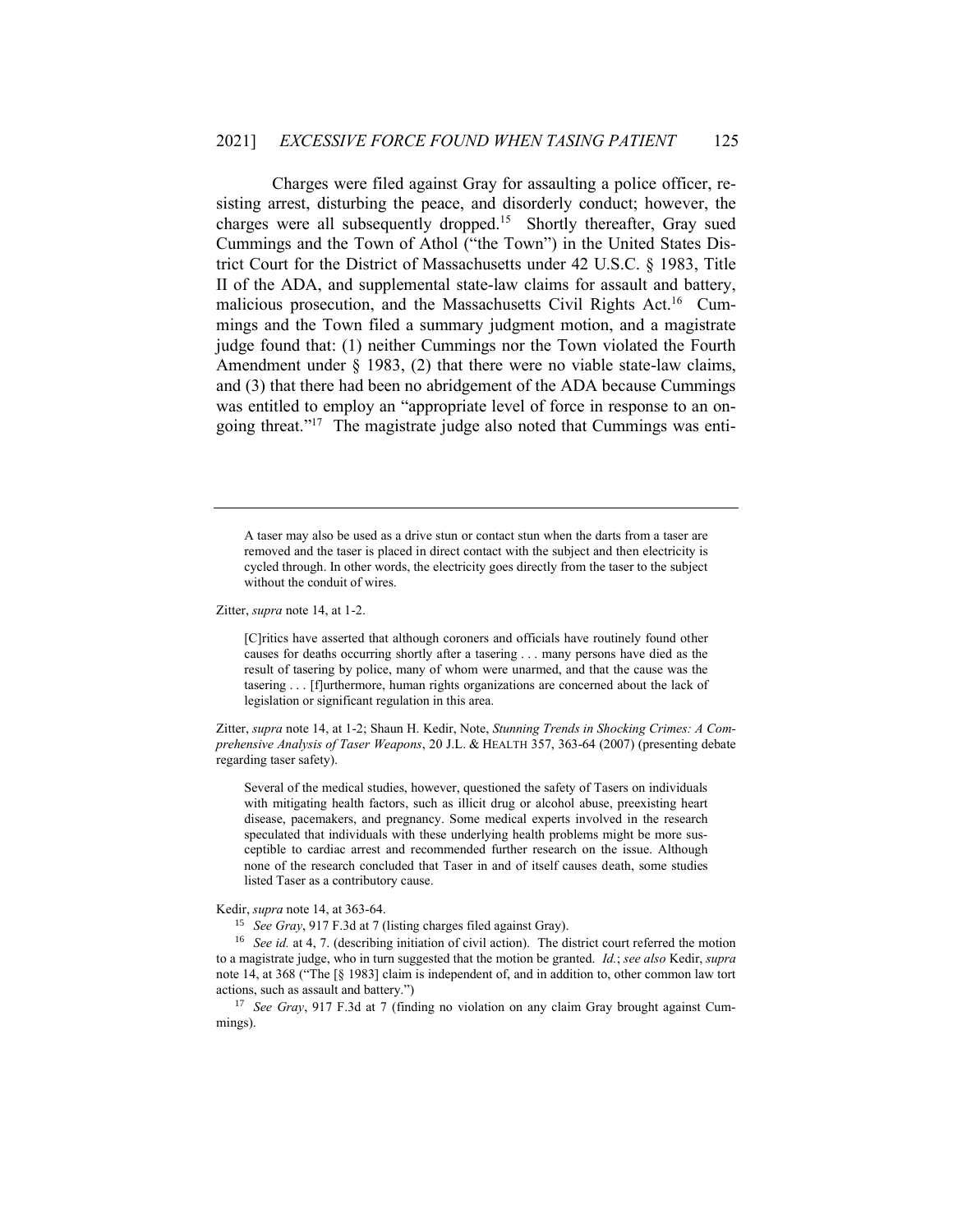Charges were filed against Gray for assaulting a police officer, resisting arrest, disturbing the peace, and disorderly conduct; however, the charges were all subsequently dropped.[15] Shortly thereafter, Gray sued Cummings and the Town of Athol ("the Town") in the United States District Court for the District of Massachusetts under 42 U.S.C. § 1983, Title II of the ADA, and supplemental state-law claims for assault and battery, malicious prosecution, and the Massachusetts Civil Rights Act.[16] Cummings and the Town filed a summary judgment motion, and a magistrate judge found that: (1) neither Cummings nor the Town violated the Fourth Amendment under § 1983, (2) that there were no viable state-law claims, and (3) that there had been no abridgement of the ADA because Cummings was entitled to employ an "appropriate level of force in response to an ongoing threat."[17] The magistrate judge also noted that Cummings was enti-

> A taser may also be used as a drive stun or contact stun when the darts from a taser are removed and the taser is placed in direct contact with the subject and then electricity is cycled through. In other words, the electricity goes directly from the taser to the subject without the conduit of wires.

Zitter, *supra* note 14, at 1-2.

> [C]ritics have asserted that although coroners and officials have routinely found other causes for deaths occurring shortly after a tasering . . . many persons have died as the result of tasering by police, many of whom were unarmed, and that the cause was the tasering . . . [f]urthermore, human rights organizations are concerned about the lack of legislation or significant regulation in this area.

Zitter, *supra* note 14, at 1-2; Shaun H. Kedir, Note, *Stunning Trends in Shocking Crimes: A Comprehensive Analysis of Taser Weapons*, 20 J.L. & HEALTH 357, 363-64 (2007) (presenting debate regarding taser safety).

> Several of the medical studies, however, questioned the safety of Tasers on individuals with mitigating health factors, such as illicit drug or alcohol abuse, preexisting heart disease, pacemakers, and pregnancy. Some medical experts involved in the research speculated that individuals with these underlying health problems might be more susceptible to cardiac arrest and recommended further research on the issue. Although none of the research concluded that Taser in and of itself causes death, some studies listed Taser as a contributory cause.

Kedir, *supra* note 14, at 363-64.

[15] *See Gray*, 917 F.3d at 7 (listing charges filed against Gray).

[16] *See id.* at 4, 7. (describing initiation of civil action). The district court referred the motion to a magistrate judge, who in turn suggested that the motion be granted. *Id.*; *see also* Kedir, *supra* note 14, at 368 ("The [§ 1983] claim is independent of, and in addition to, other common law tort actions, such as assault and battery.")

[17] *See Gray*, 917 F.3d at 7 (finding no violation on any claim Gray brought against Cummings).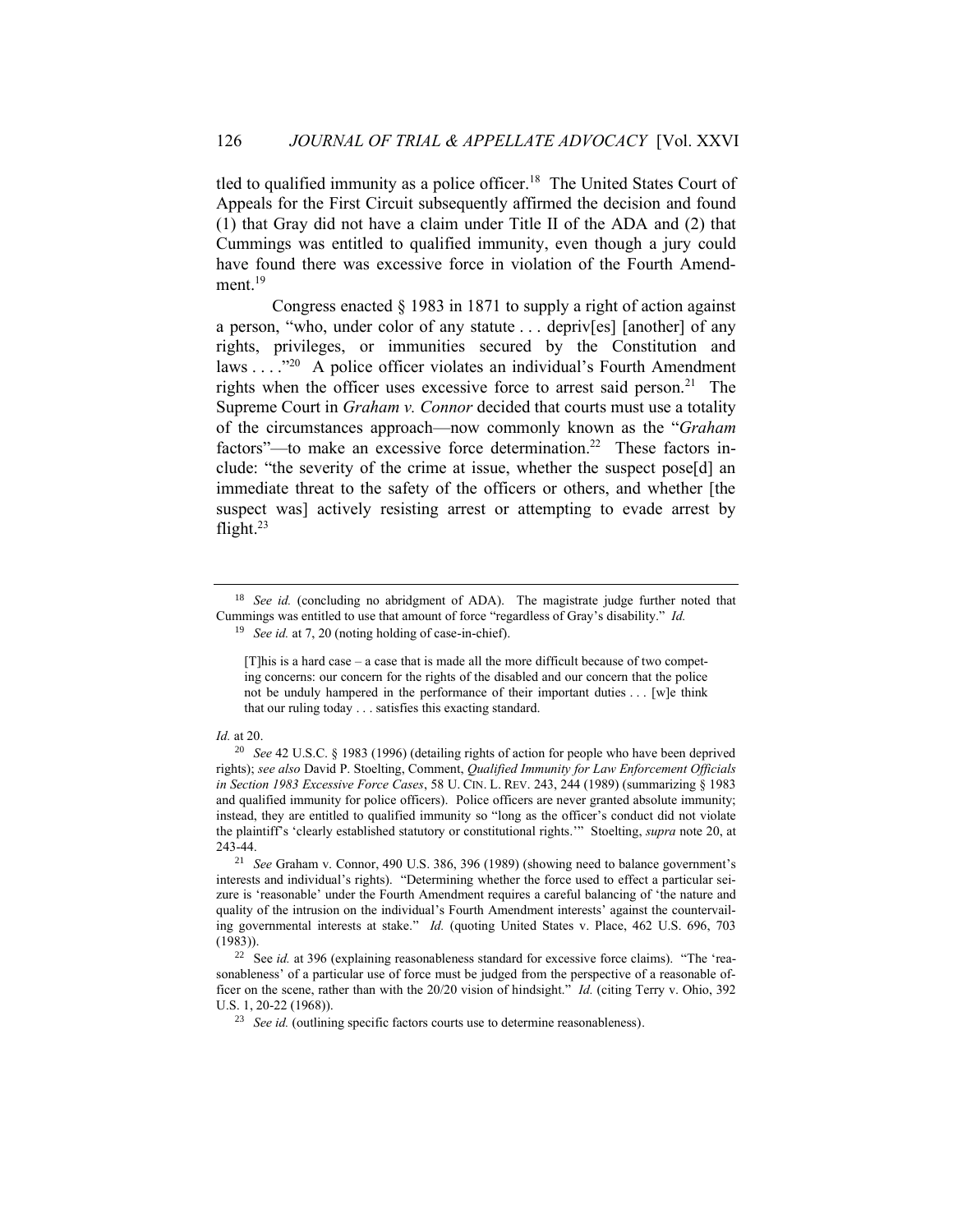tled to qualified immunity as a police officer.[18] The United States Court of Appeals for the First Circuit subsequently affirmed the decision and found (1) that Gray did not have a claim under Title II of the ADA and (2) that Cummings was entitled to qualified immunity, even though a jury could have found there was excessive force in violation of the Fourth Amendment.[19]

Congress enacted § 1983 in 1871 to supply a right of action against a person, "who, under color of any statute . . . depriv[es] [another] of any rights, privileges, or immunities secured by the Constitution and laws . . . ."[20] A police officer violates an individual's Fourth Amendment rights when the officer uses excessive force to arrest said person.[21] The Supreme Court in *Graham v. Connor* decided that courts must use a totality of the circumstances approach—now commonly known as the "*Graham* factors"—to make an excessive force determination.[22] These factors include: "the severity of the crime at issue, whether the suspect pose[d] an immediate threat to the safety of the officers or others, and whether [the suspect was] actively resisting arrest or attempting to evade arrest by flight.[23]

---

[18] *See id.* (concluding no abridgment of ADA). The magistrate judge further noted that Cummings was entitled to use that amount of force "regardless of Gray's disability." *Id.*

[19] *See id.* at 7, 20 (noting holding of case-in-chief).

> [T]his is a hard case – a case that is made all the more difficult because of two competing concerns: our concern for the rights of the disabled and our concern that the police not be unduly hampered in the performance of their important duties . . . [w]e think that our ruling today . . . satisfies this exacting standard.

*Id.* at 20.

[20] *See* 42 U.S.C. § 1983 (1996) (detailing rights of action for people who have been deprived rights); *see also* David P. Stoelting, Comment, *Qualified Immunity for Law Enforcement Officials in Section 1983 Excessive Force Cases*, 58 U. CIN. L. REV. 243, 244 (1989) (summarizing § 1983 and qualified immunity for police officers). Police officers are never granted absolute immunity; instead, they are entitled to qualified immunity so "long as the officer's conduct did not violate the plaintiff's 'clearly established statutory or constitutional rights.'" Stoelting, *supra* note 20, at 243-44.

[21] *See* Graham v. Connor, 490 U.S. 386, 396 (1989) (showing need to balance government's interests and individual's rights). "Determining whether the force used to effect a particular seizure is 'reasonable' under the Fourth Amendment requires a careful balancing of 'the nature and quality of the intrusion on the individual's Fourth Amendment interests' against the countervailing governmental interests at stake." *Id.* (quoting United States v. Place, 462 U.S. 696, 703 (1983)).

[22] See *id.* at 396 (explaining reasonableness standard for excessive force claims). "The 'reasonableness' of a particular use of force must be judged from the perspective of a reasonable officer on the scene, rather than with the 20/20 vision of hindsight." *Id.* (citing Terry v. Ohio, 392 U.S. 1, 20-22 (1968)).

[23] *See id.* (outlining specific factors courts use to determine reasonableness).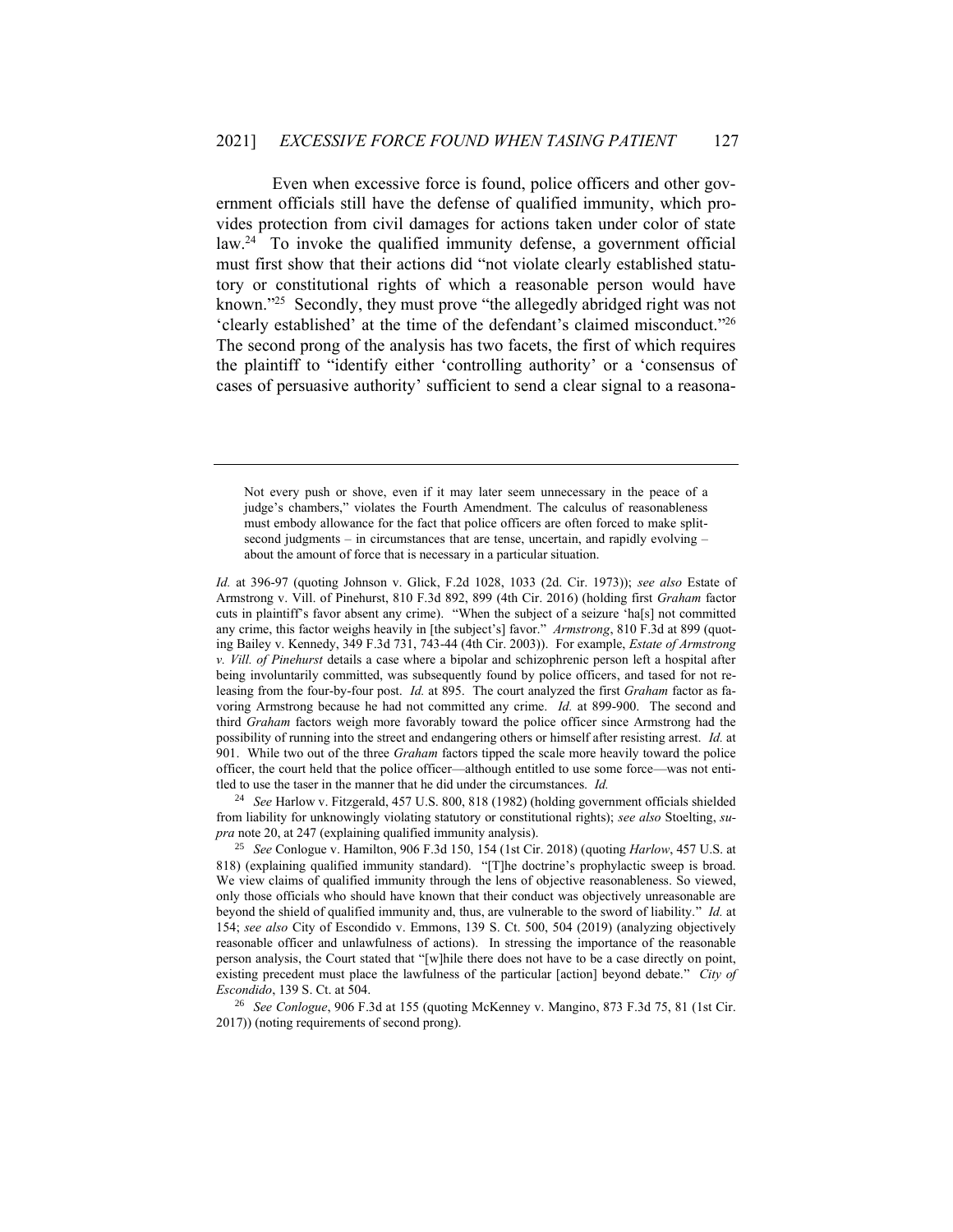Even when excessive force is found, police officers and other government officials still have the defense of qualified immunity, which provides protection from civil damages for actions taken under color of state law.[24] To invoke the qualified immunity defense, a government official must first show that their actions did "not violate clearly established statutory or constitutional rights of which a reasonable person would have known."[25] Secondly, they must prove "the allegedly abridged right was not 'clearly established' at the time of the defendant's claimed misconduct."[26] The second prong of the analysis has two facets, the first of which requires the plaintiff to "identify either 'controlling authority' or a 'consensus of cases of persuasive authority' sufficient to send a clear signal to a reasona-

---

> Not every push or shove, even if it may later seem unnecessary in the peace of a judge's chambers," violates the Fourth Amendment. The calculus of reasonableness must embody allowance for the fact that police officers are often forced to make split-second judgments – in circumstances that are tense, uncertain, and rapidly evolving – about the amount of force that is necessary in a particular situation.

*Id.* at 396-97 (quoting Johnson v. Glick, F.2d 1028, 1033 (2d. Cir. 1973)); *see also* Estate of Armstrong v. Vill. of Pinehurst, 810 F.3d 892, 899 (4th Cir. 2016) (holding first *Graham* factor cuts in plaintiff's favor absent any crime). "When the subject of a seizure 'ha[s] not committed any crime, this factor weighs heavily in [the subject's] favor." *Armstrong*, 810 F.3d at 899 (quoting Bailey v. Kennedy, 349 F.3d 731, 743-44 (4th Cir. 2003)). For example, *Estate of Armstrong v. Vill. of Pinehurst* details a case where a bipolar and schizophrenic person left a hospital after being involuntarily committed, was subsequently found by police officers, and tased for not releasing from the four-by-four post. *Id.* at 895. The court analyzed the first *Graham* factor as favoring Armstrong because he had not committed any crime. *Id.* at 899-900. The second and third *Graham* factors weigh more favorably toward the police officer since Armstrong had the possibility of running into the street and endangering others or himself after resisting arrest. *Id.* at 901. While two out of the three *Graham* factors tipped the scale more heavily toward the police officer, the court held that the police officer—although entitled to use some force—was not entitled to use the taser in the manner that he did under the circumstances. *Id.*

[24] *See* Harlow v. Fitzgerald, 457 U.S. 800, 818 (1982) (holding government officials shielded from liability for unknowingly violating statutory or constitutional rights); *see also* Stoelting, *supra* note 20, at 247 (explaining qualified immunity analysis).

[25] *See* Conlogue v. Hamilton, 906 F.3d 150, 154 (1st Cir. 2018) (quoting *Harlow*, 457 U.S. at 818) (explaining qualified immunity standard). "[T]he doctrine's prophylactic sweep is broad. We view claims of qualified immunity through the lens of objective reasonableness. So viewed, only those officials who should have known that their conduct was objectively unreasonable are beyond the shield of qualified immunity and, thus, are vulnerable to the sword of liability." *Id.* at 154; *see also* City of Escondido v. Emmons, 139 S. Ct. 500, 504 (2019) (analyzing objectively reasonable officer and unlawfulness of actions). In stressing the importance of the reasonable person analysis, the Court stated that "[w]hile there does not have to be a case directly on point, existing precedent must place the lawfulness of the particular [action] beyond debate." *City of Escondido*, 139 S. Ct. at 504.

[26] *See Conlogue*, 906 F.3d at 155 (quoting McKenney v. Mangino, 873 F.3d 75, 81 (1st Cir. 2017)) (noting requirements of second prong).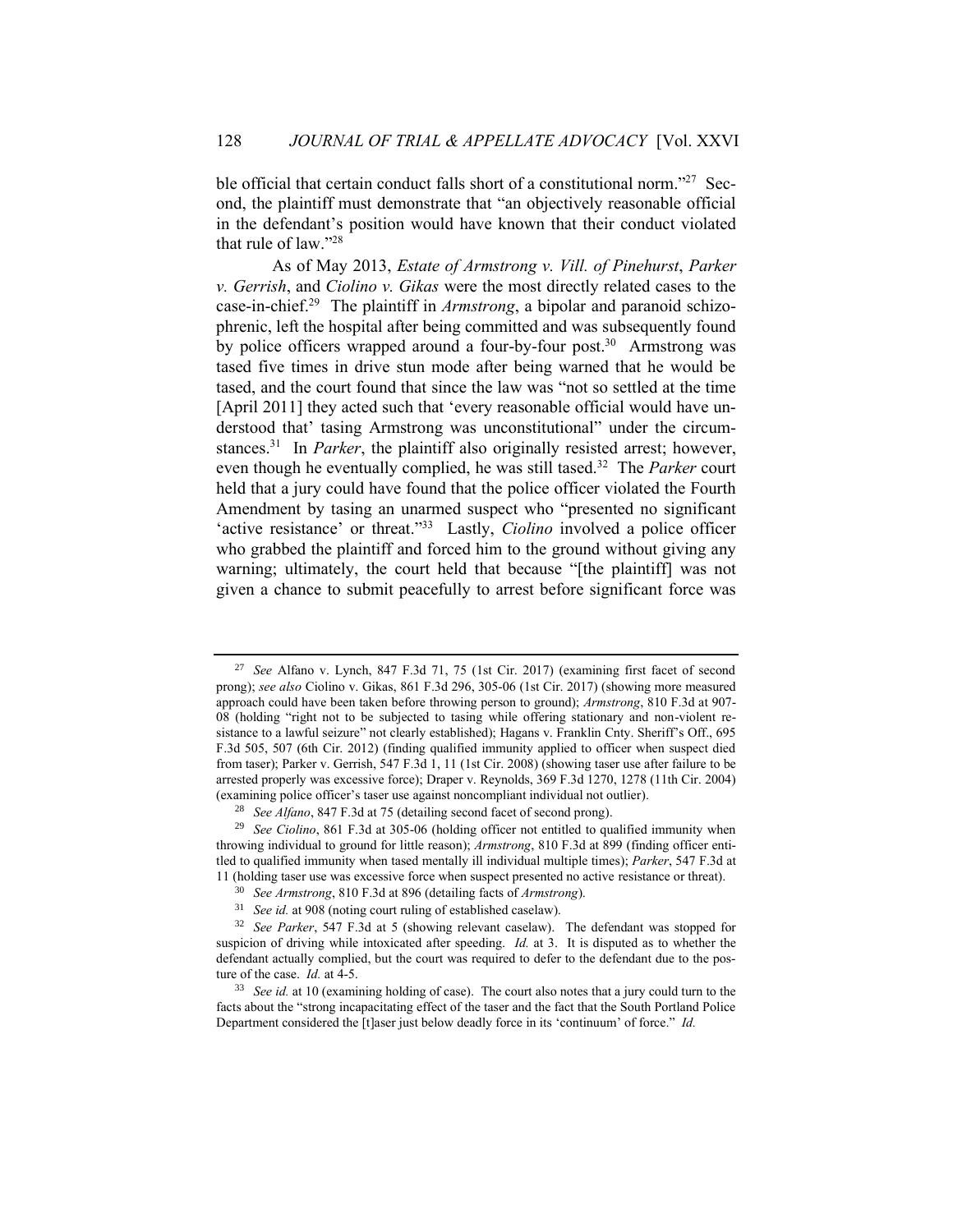ble official that certain conduct falls short of a constitutional norm."[27] Second, the plaintiff must demonstrate that "an objectively reasonable official in the defendant's position would have known that their conduct violated that rule of law."[28]

As of May 2013, *Estate of Armstrong v. Vill. of Pinehurst*, *Parker v. Gerrish*, and *Ciolino v. Gikas* were the most directly related cases to the case-in-chief.[29] The plaintiff in *Armstrong*, a bipolar and paranoid schizophrenic, left the hospital after being committed and was subsequently found by police officers wrapped around a four-by-four post.[30] Armstrong was tased five times in drive stun mode after being warned that he would be tased, and the court found that since the law was "not so settled at the time [April 2011] they acted such that 'every reasonable official would have understood that' tasing Armstrong was unconstitutional" under the circumstances.[31] In *Parker*, the plaintiff also originally resisted arrest; however, even though he eventually complied, he was still tased.[32] The *Parker* court held that a jury could have found that the police officer violated the Fourth Amendment by tasing an unarmed suspect who "presented no significant 'active resistance' or threat."[33] Lastly, *Ciolino* involved a police officer who grabbed the plaintiff and forced him to the ground without giving any warning; ultimately, the court held that because "[the plaintiff] was not given a chance to submit peacefully to arrest before significant force was

---

[27] *See* Alfano v. Lynch, 847 F.3d 71, 75 (1st Cir. 2017) (examining first facet of second prong); *see also* Ciolino v. Gikas, 861 F.3d 296, 305-06 (1st Cir. 2017) (showing more measured approach could have been taken before throwing person to ground); *Armstrong*, 810 F.3d at 907-08 (holding "right not to be subjected to tasing while offering stationary and non-violent resistance to a lawful seizure" not clearly established); Hagans v. Franklin Cnty. Sheriff's Off., 695 F.3d 505, 507 (6th Cir. 2012) (finding qualified immunity applied to officer when suspect died from taser); Parker v. Gerrish, 547 F.3d 1, 11 (1st Cir. 2008) (showing taser use after failure to be arrested properly was excessive force); Draper v. Reynolds, 369 F.3d 1270, 1278 (11th Cir. 2004) (examining police officer's taser use against noncompliant individual not outlier).

[28] *See Alfano*, 847 F.3d at 75 (detailing second facet of second prong).

[29] *See Ciolino*, 861 F.3d at 305-06 (holding officer not entitled to qualified immunity when throwing individual to ground for little reason); *Armstrong*, 810 F.3d at 899 (finding officer entitled to qualified immunity when tased mentally ill individual multiple times); *Parker*, 547 F.3d at 11 (holding taser use was excessive force when suspect presented no active resistance or threat).

[30] *See Armstrong*, 810 F.3d at 896 (detailing facts of *Armstrong*).

[31] *See id.* at 908 (noting court ruling of established caselaw).

[32] *See Parker*, 547 F.3d at 5 (showing relevant caselaw). The defendant was stopped for suspicion of driving while intoxicated after speeding. *Id.* at 3. It is disputed as to whether the defendant actually complied, but the court was required to defer to the defendant due to the posture of the case. *Id.* at 4-5.

[33] *See id.* at 10 (examining holding of case). The court also notes that a jury could turn to the facts about the "strong incapacitating effect of the taser and the fact that the South Portland Police Department considered the [t]aser just below deadly force in its 'continuum' of force." *Id.*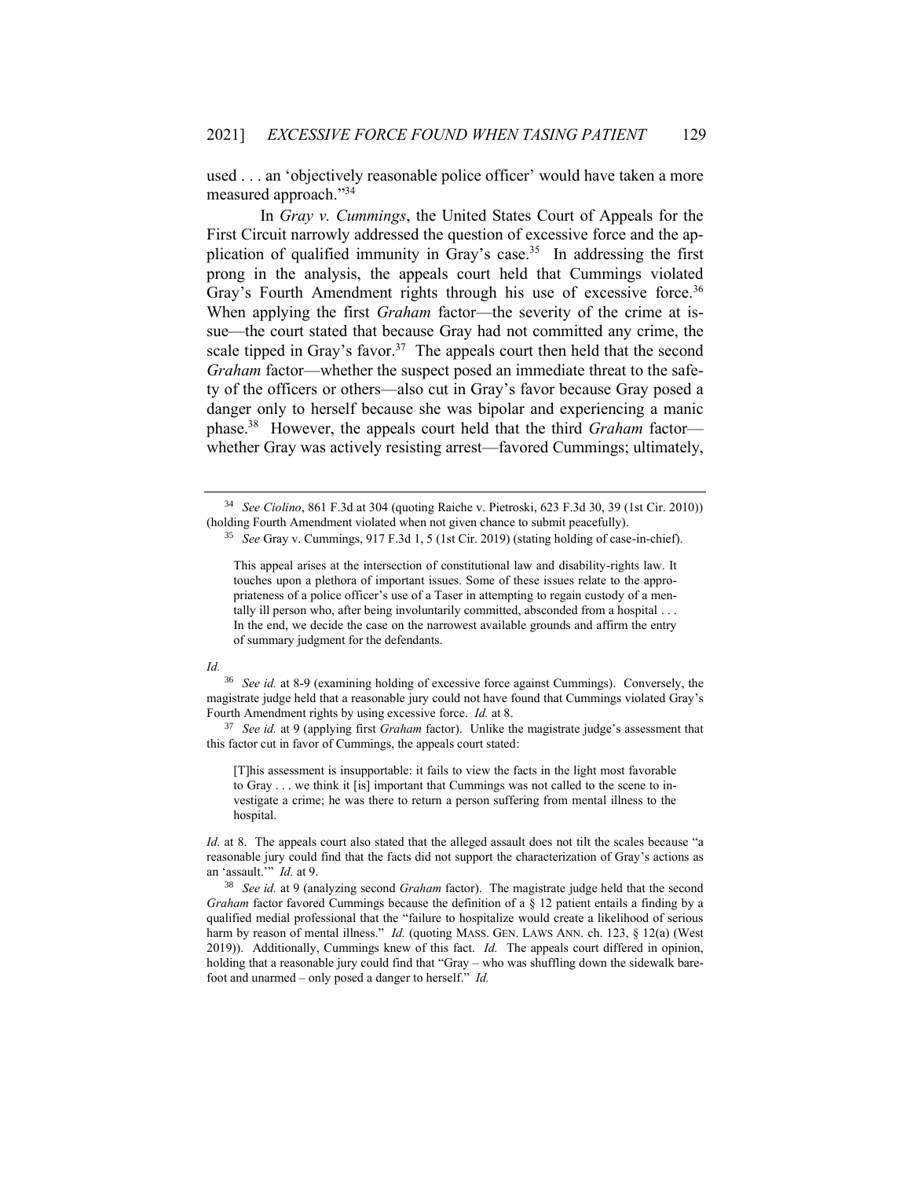used . . . an 'objectively reasonable police officer' would have taken a more measured approach."[34]

In *Gray v. Cummings*, the United States Court of Appeals for the First Circuit narrowly addressed the question of excessive force and the application of qualified immunity in Gray's case.[35] In addressing the first prong in the analysis, the appeals court held that Cummings violated Gray's Fourth Amendment rights through his use of excessive force.[36] When applying the first *Graham* factor—the severity of the crime at issue—the court stated that because Gray had not committed any crime, the scale tipped in Gray's favor.[37] The appeals court then held that the second *Graham* factor—whether the suspect posed an immediate threat to the safety of the officers or others—also cut in Gray's favor because Gray posed a danger only to herself because she was bipolar and experiencing a manic phase.[38] However, the appeals court held that the third *Graham* factor—whether Gray was actively resisting arrest—favored Cummings; ultimately,

---

[34] *See Ciolino*, 861 F.3d at 304 (quoting Raiche v. Pietroski, 623 F.3d 30, 39 (1st Cir. 2010)) (holding Fourth Amendment violated when not given chance to submit peacefully).

[35] *See* Gray v. Cummings, 917 F.3d 1, 5 (1st Cir. 2019) (stating holding of case-in-chief).

> This appeal arises at the intersection of constitutional law and disability-rights law. It touches upon a plethora of important issues. Some of these issues relate to the appropriateness of a police officer's use of a Taser in attempting to regain custody of a mentally ill person who, after being involuntarily committed, absconded from a hospital . . . In the end, we decide the case on the narrowest available grounds and affirm the entry of summary judgment for the defendants.

*Id.*

[36] *See id.* at 8-9 (examining holding of excessive force against Cummings). Conversely, the magistrate judge held that a reasonable jury could not have found that Cummings violated Gray's Fourth Amendment rights by using excessive force. *Id.* at 8.

[37] *See id.* at 9 (applying first *Graham* factor). Unlike the magistrate judge's assessment that this factor cut in favor of Cummings, the appeals court stated:

> [T]his assessment is insupportable: it fails to view the facts in the light most favorable to Gray . . . we think it [is] important that Cummings was not called to the scene to investigate a crime; he was there to return a person suffering from mental illness to the hospital.

*Id.* at 8. The appeals court also stated that the alleged assault does not tilt the scales because "a reasonable jury could find that the facts did not support the characterization of Gray's actions as an 'assault.'" *Id.* at 9.

[38] *See id.* at 9 (analyzing second *Graham* factor). The magistrate judge held that the second *Graham* factor favored Cummings because the definition of a § 12 patient entails a finding by a qualified medial professional that the "failure to hospitalize would create a likelihood of serious harm by reason of mental illness." *Id.* (quoting MASS. GEN. LAWS ANN. ch. 123, § 12(a) (West 2019)). Additionally, Cummings knew of this fact. *Id.* The appeals court differed in opinion, holding that a reasonable jury could find that "Gray – who was shuffling down the sidewalk barefoot and unarmed – only posed a danger to herself." *Id.*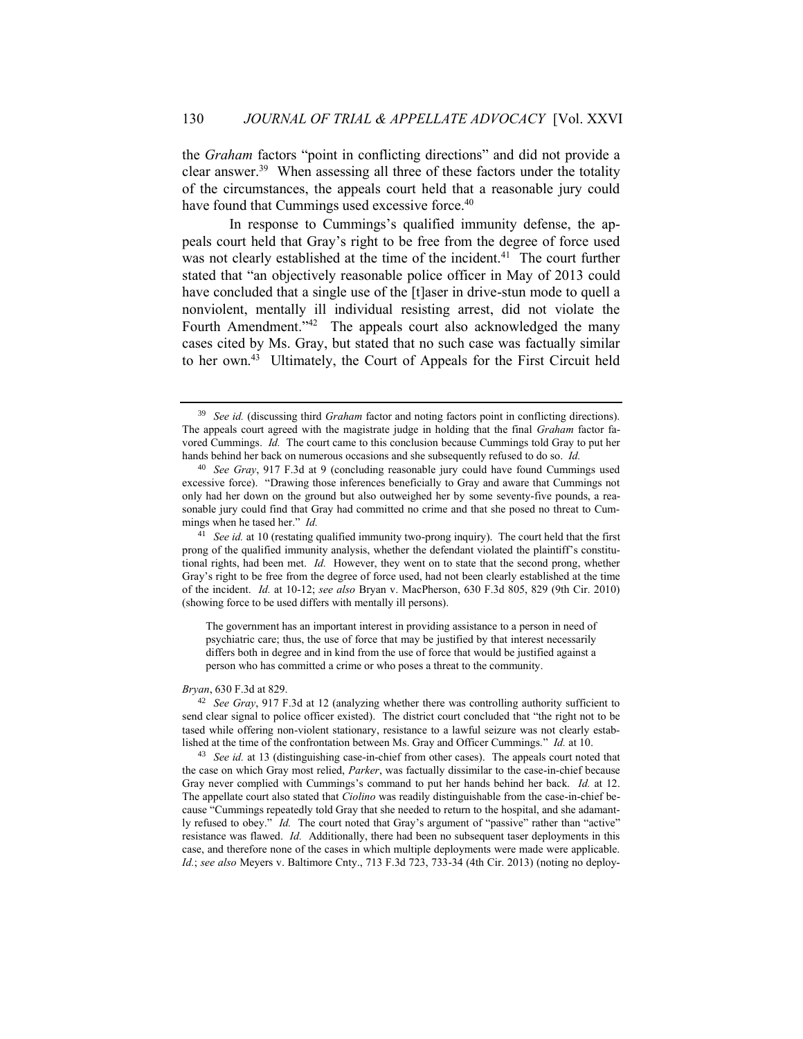the *Graham* factors "point in conflicting directions" and did not provide a clear answer.[39] When assessing all three of these factors under the totality of the circumstances, the appeals court held that a reasonable jury could have found that Cummings used excessive force.[40]

In response to Cummings's qualified immunity defense, the appeals court held that Gray's right to be free from the degree of force used was not clearly established at the time of the incident.[41] The court further stated that "an objectively reasonable police officer in May of 2013 could have concluded that a single use of the [t]aser in drive-stun mode to quell a nonviolent, mentally ill individual resisting arrest, did not violate the Fourth Amendment."[42] The appeals court also acknowledged the many cases cited by Ms. Gray, but stated that no such case was factually similar to her own.[43] Ultimately, the Court of Appeals for the First Circuit held

---

[39] *See id.* (discussing third *Graham* factor and noting factors point in conflicting directions). The appeals court agreed with the magistrate judge in holding that the final *Graham* factor favored Cummings. *Id.* The court came to this conclusion because Cummings told Gray to put her hands behind her back on numerous occasions and she subsequently refused to do so. *Id.*

[40] *See Gray*, 917 F.3d at 9 (concluding reasonable jury could have found Cummings used excessive force). "Drawing those inferences beneficially to Gray and aware that Cummings not only had her down on the ground but also outweighed her by some seventy-five pounds, a reasonable jury could find that Gray had committed no crime and that she posed no threat to Cummings when he tased her." *Id.*

[41] *See id.* at 10 (restating qualified immunity two-prong inquiry). The court held that the first prong of the qualified immunity analysis, whether the defendant violated the plaintiff's constitutional rights, had been met. *Id.* However, they went on to state that the second prong, whether Gray's right to be free from the degree of force used, had not been clearly established at the time of the incident. *Id.* at 10-12; *see also* Bryan v. MacPherson, 630 F.3d 805, 829 (9th Cir. 2010) (showing force to be used differs with mentally ill persons).

> The government has an important interest in providing assistance to a person in need of psychiatric care; thus, the use of force that may be justified by that interest necessarily differs both in degree and in kind from the use of force that would be justified against a person who has committed a crime or who poses a threat to the community.

*Bryan*, 630 F.3d at 829.

[42] *See Gray*, 917 F.3d at 12 (analyzing whether there was controlling authority sufficient to send clear signal to police officer existed). The district court concluded that "the right not to be tased while offering non-violent stationary, resistance to a lawful seizure was not clearly established at the time of the confrontation between Ms. Gray and Officer Cummings." *Id.* at 10.

[43] *See id.* at 13 (distinguishing case-in-chief from other cases). The appeals court noted that the case on which Gray most relied, *Parker*, was factually dissimilar to the case-in-chief because Gray never complied with Cummings's command to put her hands behind her back. *Id.* at 12. The appellate court also stated that *Ciolino* was readily distinguishable from the case-in-chief because "Cummings repeatedly told Gray that she needed to return to the hospital, and she adamantly refused to obey." *Id.* The court noted that Gray's argument of "passive" rather than "active" resistance was flawed. *Id.* Additionally, there had been no subsequent taser deployments in this case, and therefore none of the cases in which multiple deployments were made were applicable. *Id.*; *see also* Meyers v. Baltimore Cnty., 713 F.3d 723, 733-34 (4th Cir. 2013) (noting no deploy-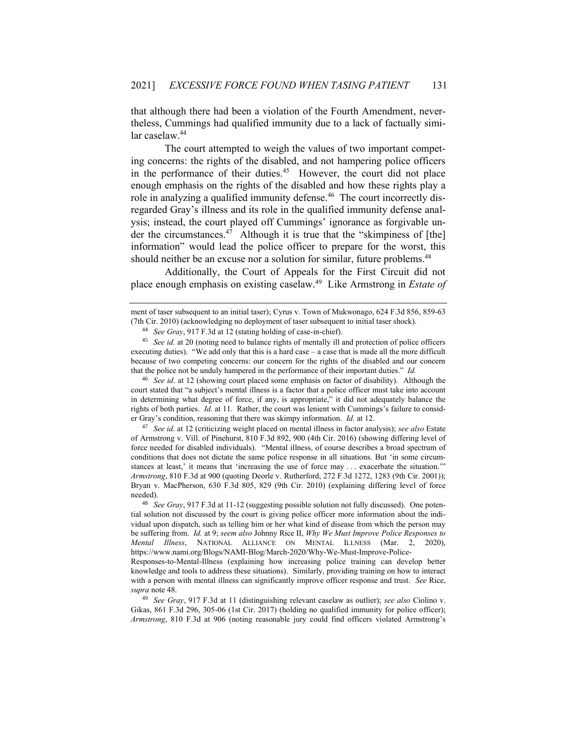that although there had been a violation of the Fourth Amendment, nevertheless, Cummings had qualified immunity due to a lack of factually similar caselaw.[44]

The court attempted to weigh the values of two important competing concerns: the rights of the disabled, and not hampering police officers in the performance of their duties.[45] However, the court did not place enough emphasis on the rights of the disabled and how these rights play a role in analyzing a qualified immunity defense.[46] The court incorrectly disregarded Gray's illness and its role in the qualified immunity defense analysis; instead, the court played off Cummings' ignorance as forgivable under the circumstances.[47] Although it is true that the "skimpiness of [the] information" would lead the police officer to prepare for the worst, this should neither be an excuse nor a solution for similar, future problems.[48]

Additionally, the Court of Appeals for the First Circuit did not place enough emphasis on existing caselaw.[49] Like Armstrong in *Estate of*

---

ment of taser subsequent to an initial taser); Cyrus v. Town of Mukwonago, 624 F.3d 856, 859-63 (7th Cir. 2010) (acknowledging no deployment of taser subsequent to initial taser shock).

[44] *See Gray*, 917 F.3d at 12 (stating holding of case-in-chief).

[45] *See id.* at 20 (noting need to balance rights of mentally ill and protection of police officers executing duties). "We add only that this is a hard case – a case that is made all the more difficult because of two competing concerns: our concern for the rights of the disabled and our concern that the police not be unduly hampered in the performance of their important duties." *Id.*

[46] *See id*. at 12 (showing court placed some emphasis on factor of disability). Although the court stated that "a subject's mental illness is a factor that a police officer must take into account in determining what degree of force, if any, is appropriate," it did not adequately balance the rights of both parties. *Id.* at 11. Rather, the court was lenient with Cummings's failure to consider Gray's condition, reasoning that there was skimpy information. *Id.* at 12.

[47] *See id.* at 12 (criticizing weight placed on mental illness in factor analysis); *see also* Estate of Armstrong v. Vill. of Pinehurst, 810 F.3d 892, 900 (4th Cir. 2016) (showing differing level of force needed for disabled individuals). "Mental illness, of course describes a broad spectrum of conditions that does not dictate the same police response in all situations. But 'in some circumstances at least,' it means that 'increasing the use of force may . . . exacerbate the situation.'" *Armstrong*, 810 F.3d at 900 (quoting Deorle v. Rutherford, 272 F.3d 1272, 1283 (9th Cir. 2001)); Bryan v. MacPherson, 630 F.3d 805, 829 (9th Cir. 2010) (explaining differing level of force needed).

[48] *See Gray*, 917 F.3d at 11-12 (suggesting possible solution not fully discussed). One potential solution not discussed by the court is giving police officer more information about the individual upon dispatch, such as telling him or her what kind of disease from which the person may be suffering from. *Id.* at 9; *seem also* Johnny Rice II, *Why We Must Improve Police Responses to Mental Illness*, NATIONAL ALLIANCE ON MENTAL ILLNESS (Mar. 2, 2020), https://www.nami.org/Blogs/NAMI-Blog/March-2020/Why-We-Must-Improve-Police-Responses-to-Mental-Illness (explaining how increasing police training can develop better knowledge and tools to address these situations). Similarly, providing training on how to interact with a person with mental illness can significantly improve officer response and trust. *See* Rice, *supra* note 48.

[49] *See Gray*, 917 F.3d at 11 (distinguishing relevant caselaw as outlier); *see also* Ciolino v. Gikas, 861 F.3d 296, 305-06 (1st Cir. 2017) (holding no qualified immunity for police officer); *Armstrong*, 810 F.3d at 906 (noting reasonable jury could find officers violated Armstrong's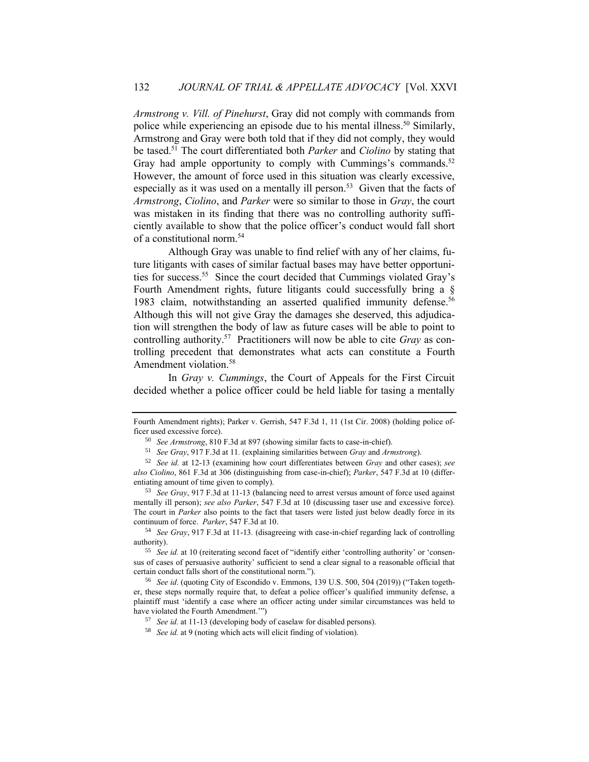*Armstrong v. Vill. of Pinehurst*, Gray did not comply with commands from police while experiencing an episode due to his mental illness.[50] Similarly, Armstrong and Gray were both told that if they did not comply, they would be tased.[51] The court differentiated both *Parker* and *Ciolino* by stating that Gray had ample opportunity to comply with Cummings's commands.[52] However, the amount of force used in this situation was clearly excessive, especially as it was used on a mentally ill person.[53] Given that the facts of *Armstrong*, *Ciolino*, and *Parker* were so similar to those in *Gray*, the court was mistaken in its finding that there was no controlling authority sufficiently available to show that the police officer's conduct would fall short of a constitutional norm.[54]

Although Gray was unable to find relief with any of her claims, future litigants with cases of similar factual bases may have better opportunities for success.[55] Since the court decided that Cummings violated Gray's Fourth Amendment rights, future litigants could successfully bring a § 1983 claim, notwithstanding an asserted qualified immunity defense.[56] Although this will not give Gray the damages she deserved, this adjudication will strengthen the body of law as future cases will be able to point to controlling authority.[57] Practitioners will now be able to cite *Gray* as controlling precedent that demonstrates what acts can constitute a Fourth Amendment violation.[58]

In *Gray v. Cummings*, the Court of Appeals for the First Circuit decided whether a police officer could be held liable for tasing a mentally

---

Fourth Amendment rights); Parker v. Gerrish, 547 F.3d 1, 11 (1st Cir. 2008) (holding police officer used excessive force).

[50] *See Armstrong*, 810 F.3d at 897 (showing similar facts to case-in-chief).

[51] *See Gray*, 917 F.3d at 11. (explaining similarities between *Gray* and *Armstrong*).

[52] *See id.* at 12-13 (examining how court differentiates between *Gray* and other cases); *see also Ciolino*, 861 F.3d at 306 (distinguishing from case-in-chief); *Parker*, 547 F.3d at 10 (differentiating amount of time given to comply).

[53] *See Gray*, 917 F.3d at 11-13 (balancing need to arrest versus amount of force used against mentally ill person); *see also Parker*, 547 F.3d at 10 (discussing taser use and excessive force). The court in *Parker* also points to the fact that tasers were listed just below deadly force in its continuum of force. *Parker*, 547 F.3d at 10.

[54] *See Gray*, 917 F.3d at 11-13. (disagreeing with case-in-chief regarding lack of controlling authority).

[55] *See id.* at 10 (reiterating second facet of "identify either 'controlling authority' or 'consensus of cases of persuasive authority' sufficient to send a clear signal to a reasonable official that certain conduct falls short of the constitutional norm.").

[56] *See id*. (quoting City of Escondido v. Emmons, 139 U.S. 500, 504 (2019)) ("Taken together, these steps normally require that, to defeat a police officer's qualified immunity defense, a plaintiff must 'identify a case where an officer acting under similar circumstances was held to have violated the Fourth Amendment.'")

[57] *See id.* at 11-13 (developing body of caselaw for disabled persons).

[58] *See id.* at 9 (noting which acts will elicit finding of violation).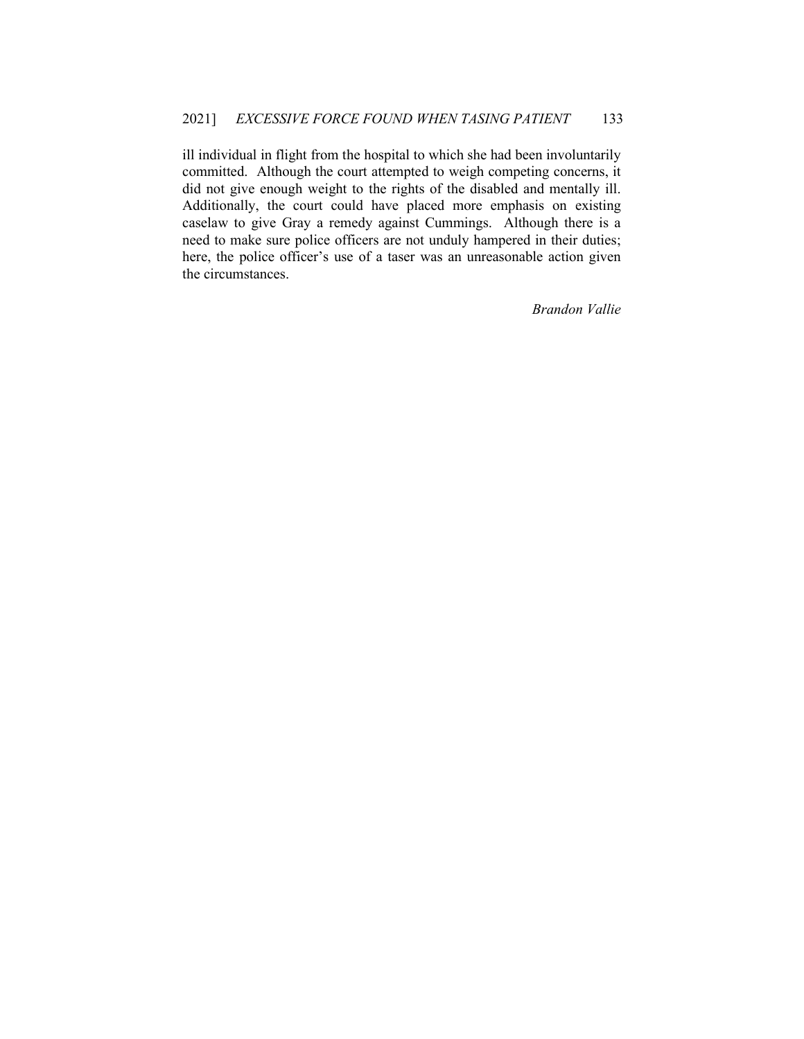ill individual in flight from the hospital to which she had been involuntarily committed. Although the court attempted to weigh competing concerns, it did not give enough weight to the rights of the disabled and mentally ill. Additionally, the court could have placed more emphasis on existing caselaw to give Gray a remedy against Cummings. Although there is a need to make sure police officers are not unduly hampered in their duties; here, the police officer's use of a taser was an unreasonable action given the circumstances.

*Brandon Vallie*